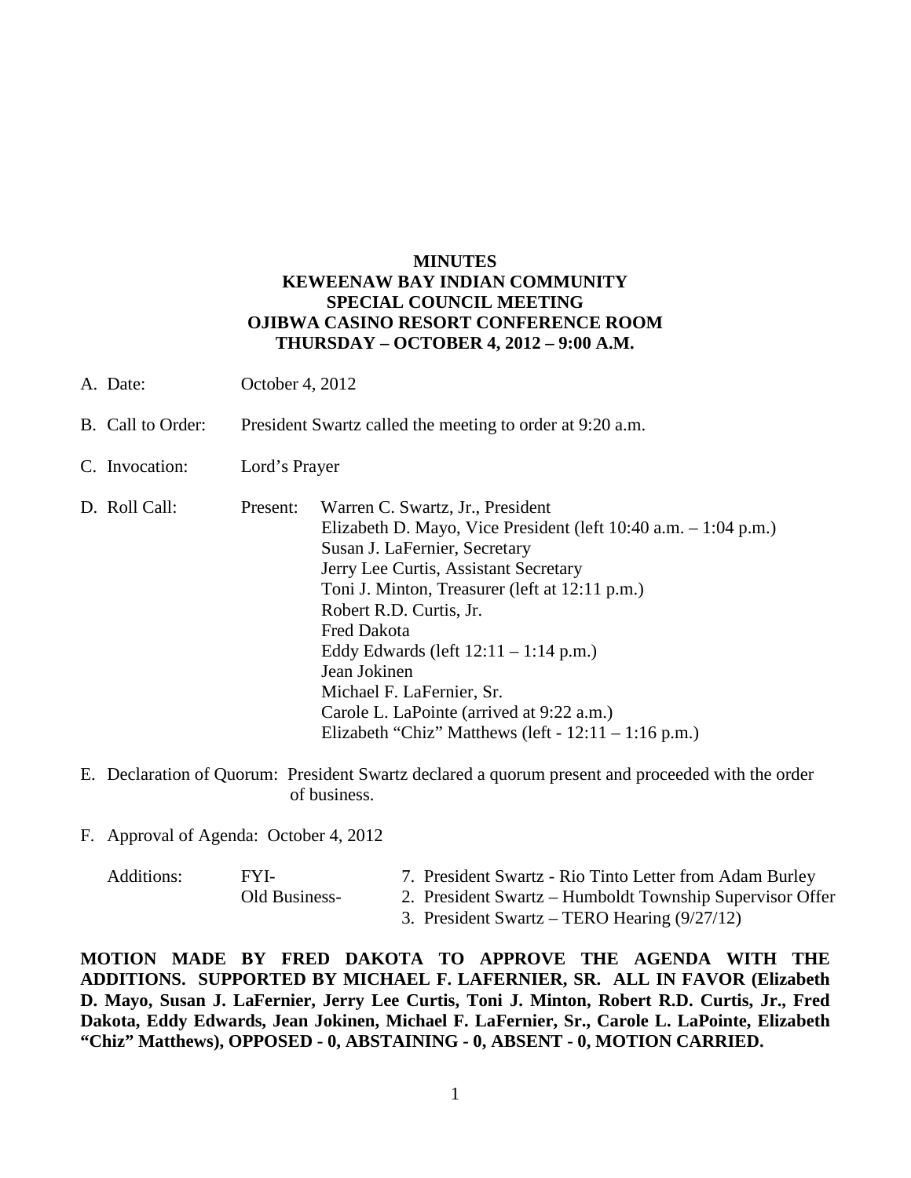**MINUTES**
**KEWEENAW BAY INDIAN COMMUNITY**
**SPECIAL COUNCIL MEETING**
**OJIBWA CASINO RESORT CONFERENCE ROOM**
**THURSDAY – OCTOBER 4, 2012 – 9:00 A.M.**

A. Date: October 4, 2012

B. Call to Order: President Swartz called the meeting to order at 9:20 a.m.

C. Invocation: Lord's Prayer

D. Roll Call: Present:
   - Warren C. Swartz, Jr., President
   - Elizabeth D. Mayo, Vice President (left 10:40 a.m. – 1:04 p.m.)
   - Susan J. LaFernier, Secretary
   - Jerry Lee Curtis, Assistant Secretary
   - Toni J. Minton, Treasurer (left at 12:11 p.m.)
   - Robert R.D. Curtis, Jr.
   - Fred Dakota
   - Eddy Edwards (left 12:11 – 1:14 p.m.)
   - Jean Jokinen
   - Michael F. LaFernier, Sr.
   - Carole L. LaPointe (arrived at 9:22 a.m.)
   - Elizabeth "Chiz" Matthews (left - 12:11 – 1:16 p.m.)

E. Declaration of Quorum: President Swartz declared a quorum present and proceeded with the order of business.

F. Approval of Agenda: October 4, 2012

Additions:
- FYI- 7. President Swartz - Rio Tinto Letter from Adam Burley
- Old Business- 2. President Swartz – Humboldt Township Supervisor Offer
- 3. President Swartz – TERO Hearing (9/27/12)

**MOTION MADE BY FRED DAKOTA TO APPROVE THE AGENDA WITH THE ADDITIONS. SUPPORTED BY MICHAEL F. LAFERNIER, SR. ALL IN FAVOR (Elizabeth D. Mayo, Susan J. LaFernier, Jerry Lee Curtis, Toni J. Minton, Robert R.D. Curtis, Jr., Fred Dakota, Eddy Edwards, Jean Jokinen, Michael F. LaFernier, Sr., Carole L. LaPointe, Elizabeth "Chiz" Matthews), OPPOSED - 0, ABSTAINING - 0, ABSENT - 0, MOTION CARRIED.**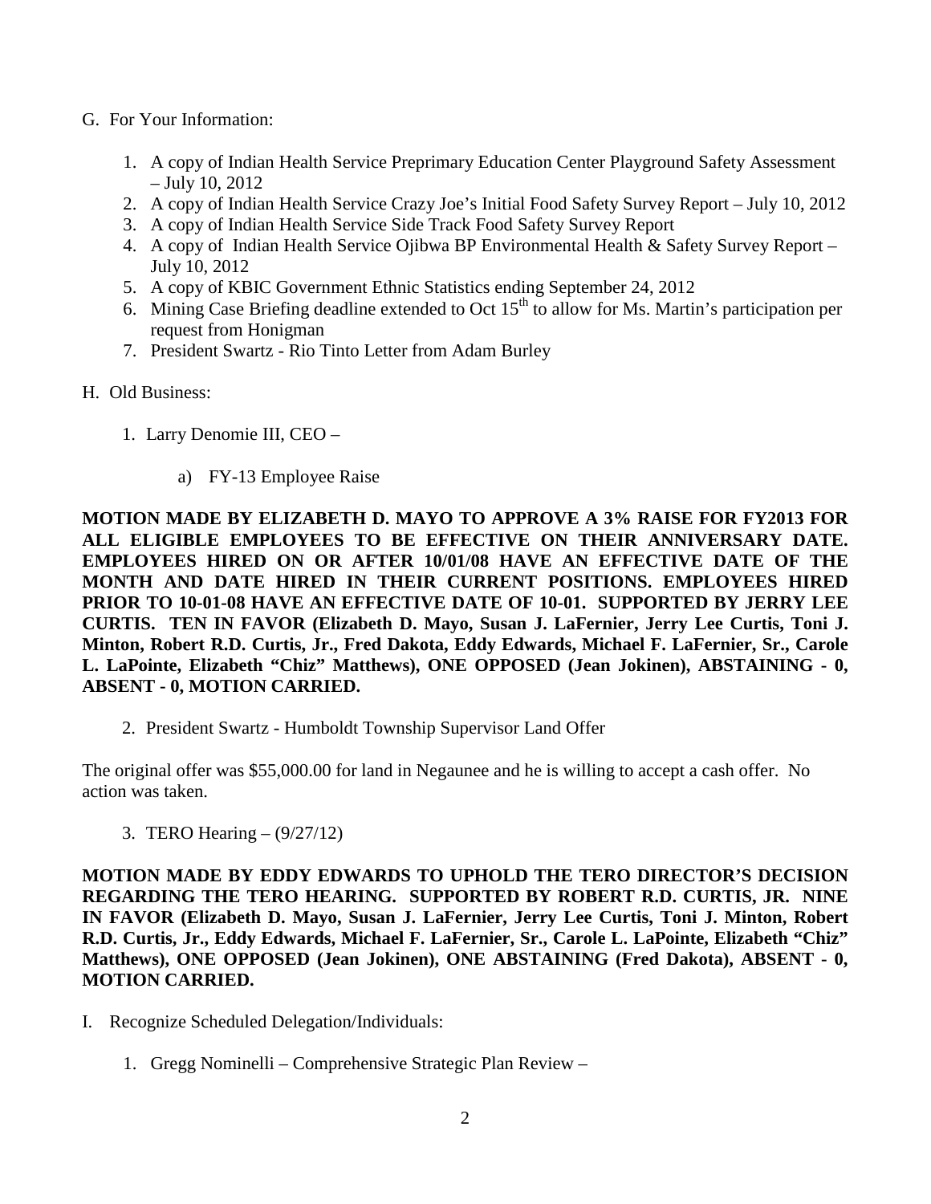G. For Your Information:

1. A copy of Indian Health Service Preprimary Education Center Playground Safety Assessment – July 10, 2012
2. A copy of Indian Health Service Crazy Joe's Initial Food Safety Survey Report – July 10, 2012
3. A copy of Indian Health Service Side Track Food Safety Survey Report
4. A copy of Indian Health Service Ojibwa BP Environmental Health & Safety Survey Report – July 10, 2012
5. A copy of KBIC Government Ethnic Statistics ending September 24, 2012
6. Mining Case Briefing deadline extended to Oct 15th to allow for Ms. Martin's participation per request from Honigman
7. President Swartz - Rio Tinto Letter from Adam Burley

H. Old Business:

1. Larry Denomie III, CEO –

   a) FY-13 Employee Raise

**MOTION MADE BY ELIZABETH D. MAYO TO APPROVE A 3% RAISE FOR FY2013 FOR ALL ELIGIBLE EMPLOYEES TO BE EFFECTIVE ON THEIR ANNIVERSARY DATE. EMPLOYEES HIRED ON OR AFTER 10/01/08 HAVE AN EFFECTIVE DATE OF THE MONTH AND DATE HIRED IN THEIR CURRENT POSITIONS. EMPLOYEES HIRED PRIOR TO 10-01-08 HAVE AN EFFECTIVE DATE OF 10-01. SUPPORTED BY JERRY LEE CURTIS. TEN IN FAVOR (Elizabeth D. Mayo, Susan J. LaFernier, Jerry Lee Curtis, Toni J. Minton, Robert R.D. Curtis, Jr., Fred Dakota, Eddy Edwards, Michael F. LaFernier, Sr., Carole L. LaPointe, Elizabeth "Chiz" Matthews), ONE OPPOSED (Jean Jokinen), ABSTAINING - 0, ABSENT - 0, MOTION CARRIED.**

2. President Swartz - Humboldt Township Supervisor Land Offer

The original offer was $55,000.00 for land in Negaunee and he is willing to accept a cash offer. No action was taken.

3. TERO Hearing – (9/27/12)

**MOTION MADE BY EDDY EDWARDS TO UPHOLD THE TERO DIRECTOR'S DECISION REGARDING THE TERO HEARING. SUPPORTED BY ROBERT R.D. CURTIS, JR. NINE IN FAVOR (Elizabeth D. Mayo, Susan J. LaFernier, Jerry Lee Curtis, Toni J. Minton, Robert R.D. Curtis, Jr., Eddy Edwards, Michael F. LaFernier, Sr., Carole L. LaPointe, Elizabeth "Chiz" Matthews), ONE OPPOSED (Jean Jokinen), ONE ABSTAINING (Fred Dakota), ABSENT - 0, MOTION CARRIED.**

I. Recognize Scheduled Delegation/Individuals:

1. Gregg Nominelli – Comprehensive Strategic Plan Review –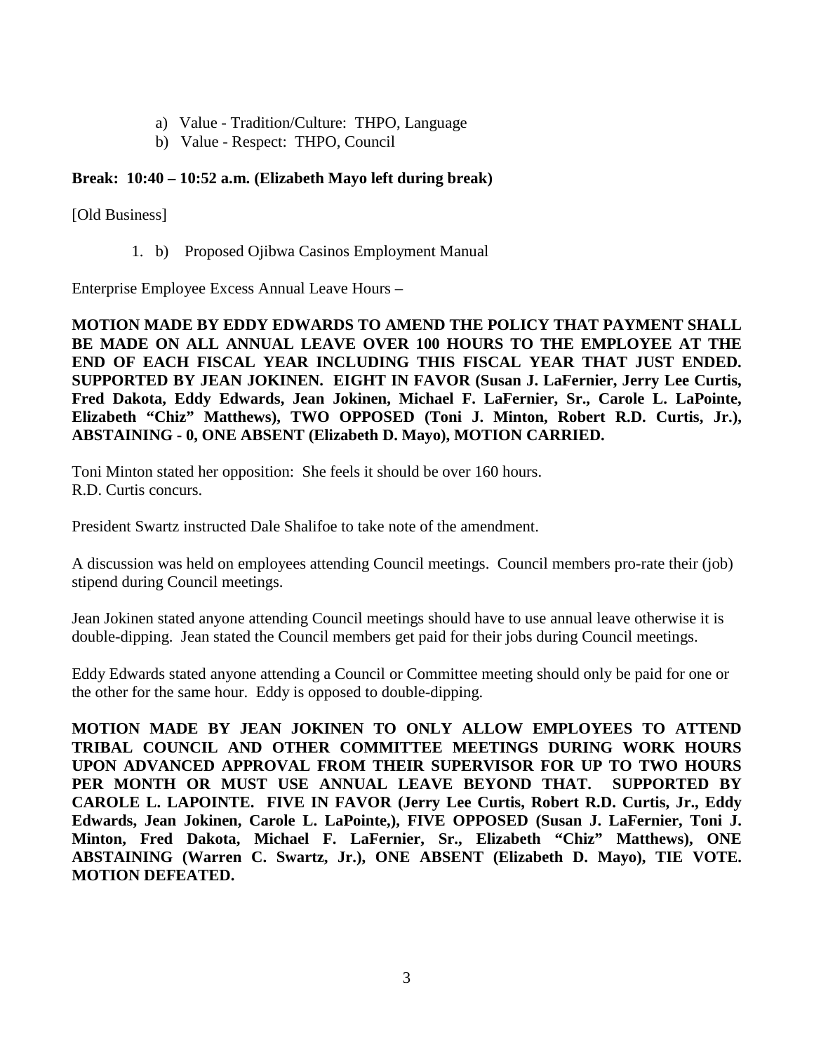a) Value - Tradition/Culture: THPO, Language
b) Value - Respect: THPO, Council

**Break: 10:40 – 10:52 a.m. (Elizabeth Mayo left during break)**

[Old Business]

1. b) Proposed Ojibwa Casinos Employment Manual

Enterprise Employee Excess Annual Leave Hours –

**MOTION MADE BY EDDY EDWARDS TO AMEND THE POLICY THAT PAYMENT SHALL BE MADE ON ALL ANNUAL LEAVE OVER 100 HOURS TO THE EMPLOYEE AT THE END OF EACH FISCAL YEAR INCLUDING THIS FISCAL YEAR THAT JUST ENDED. SUPPORTED BY JEAN JOKINEN. EIGHT IN FAVOR (Susan J. LaFernier, Jerry Lee Curtis, Fred Dakota, Eddy Edwards, Jean Jokinen, Michael F. LaFernier, Sr., Carole L. LaPointe, Elizabeth "Chiz" Matthews), TWO OPPOSED (Toni J. Minton, Robert R.D. Curtis, Jr.), ABSTAINING - 0, ONE ABSENT (Elizabeth D. Mayo), MOTION CARRIED.**

Toni Minton stated her opposition: She feels it should be over 160 hours.
R.D. Curtis concurs.

President Swartz instructed Dale Shalifoe to take note of the amendment.

A discussion was held on employees attending Council meetings. Council members pro-rate their (job) stipend during Council meetings.

Jean Jokinen stated anyone attending Council meetings should have to use annual leave otherwise it is double-dipping. Jean stated the Council members get paid for their jobs during Council meetings.

Eddy Edwards stated anyone attending a Council or Committee meeting should only be paid for one or the other for the same hour. Eddy is opposed to double-dipping.

**MOTION MADE BY JEAN JOKINEN TO ONLY ALLOW EMPLOYEES TO ATTEND TRIBAL COUNCIL AND OTHER COMMITTEE MEETINGS DURING WORK HOURS UPON ADVANCED APPROVAL FROM THEIR SUPERVISOR FOR UP TO TWO HOURS PER MONTH OR MUST USE ANNUAL LEAVE BEYOND THAT. SUPPORTED BY CAROLE L. LAPOINTE. FIVE IN FAVOR (Jerry Lee Curtis, Robert R.D. Curtis, Jr., Eddy Edwards, Jean Jokinen, Carole L. LaPointe,), FIVE OPPOSED (Susan J. LaFernier, Toni J. Minton, Fred Dakota, Michael F. LaFernier, Sr., Elizabeth "Chiz" Matthews), ONE ABSTAINING (Warren C. Swartz, Jr.), ONE ABSENT (Elizabeth D. Mayo), TIE VOTE. MOTION DEFEATED.**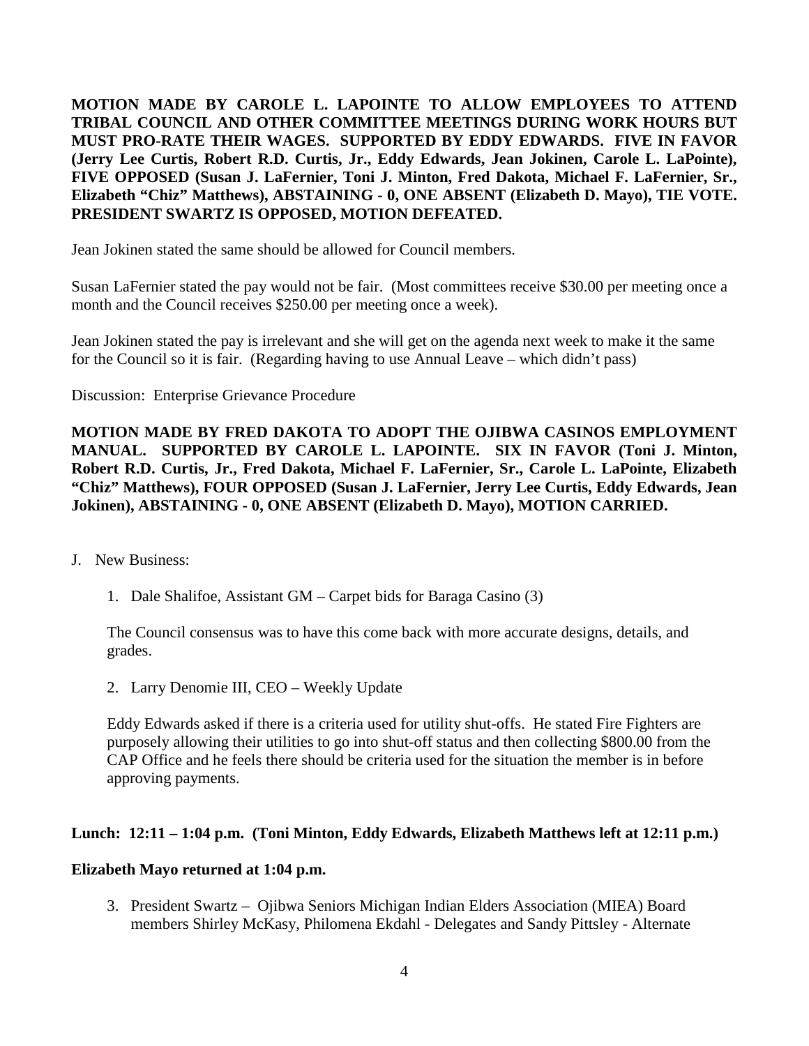**MOTION MADE BY CAROLE L. LAPOINTE TO ALLOW EMPLOYEES TO ATTEND TRIBAL COUNCIL AND OTHER COMMITTEE MEETINGS DURING WORK HOURS BUT MUST PRO-RATE THEIR WAGES. SUPPORTED BY EDDY EDWARDS. FIVE IN FAVOR (Jerry Lee Curtis, Robert R.D. Curtis, Jr., Eddy Edwards, Jean Jokinen, Carole L. LaPointe), FIVE OPPOSED (Susan J. LaFernier, Toni J. Minton, Fred Dakota, Michael F. LaFernier, Sr., Elizabeth "Chiz" Matthews), ABSTAINING - 0, ONE ABSENT (Elizabeth D. Mayo), TIE VOTE. PRESIDENT SWARTZ IS OPPOSED, MOTION DEFEATED.**

Jean Jokinen stated the same should be allowed for Council members.

Susan LaFernier stated the pay would not be fair. (Most committees receive $30.00 per meeting once a month and the Council receives $250.00 per meeting once a week).

Jean Jokinen stated the pay is irrelevant and she will get on the agenda next week to make it the same for the Council so it is fair. (Regarding having to use Annual Leave – which didn't pass)

Discussion: Enterprise Grievance Procedure

**MOTION MADE BY FRED DAKOTA TO ADOPT THE OJIBWA CASINOS EMPLOYMENT MANUAL. SUPPORTED BY CAROLE L. LAPOINTE. SIX IN FAVOR (Toni J. Minton, Robert R.D. Curtis, Jr., Fred Dakota, Michael F. LaFernier, Sr., Carole L. LaPointe, Elizabeth "Chiz" Matthews), FOUR OPPOSED (Susan J. LaFernier, Jerry Lee Curtis, Eddy Edwards, Jean Jokinen), ABSTAINING - 0, ONE ABSENT (Elizabeth D. Mayo), MOTION CARRIED.**

J. New Business:

1. Dale Shalifoe, Assistant GM – Carpet bids for Baraga Casino (3)

   The Council consensus was to have this come back with more accurate designs, details, and grades.

2. Larry Denomie III, CEO – Weekly Update

   Eddy Edwards asked if there is a criteria used for utility shut-offs. He stated Fire Fighters are purposely allowing their utilities to go into shut-off status and then collecting $800.00 from the CAP Office and he feels there should be criteria used for the situation the member is in before approving payments.

**Lunch: 12:11 – 1:04 p.m. (Toni Minton, Eddy Edwards, Elizabeth Matthews left at 12:11 p.m.)**

**Elizabeth Mayo returned at 1:04 p.m.**

3. President Swartz – Ojibwa Seniors Michigan Indian Elders Association (MIEA) Board members Shirley McKasy, Philomena Ekdahl - Delegates and Sandy Pittsley - Alternate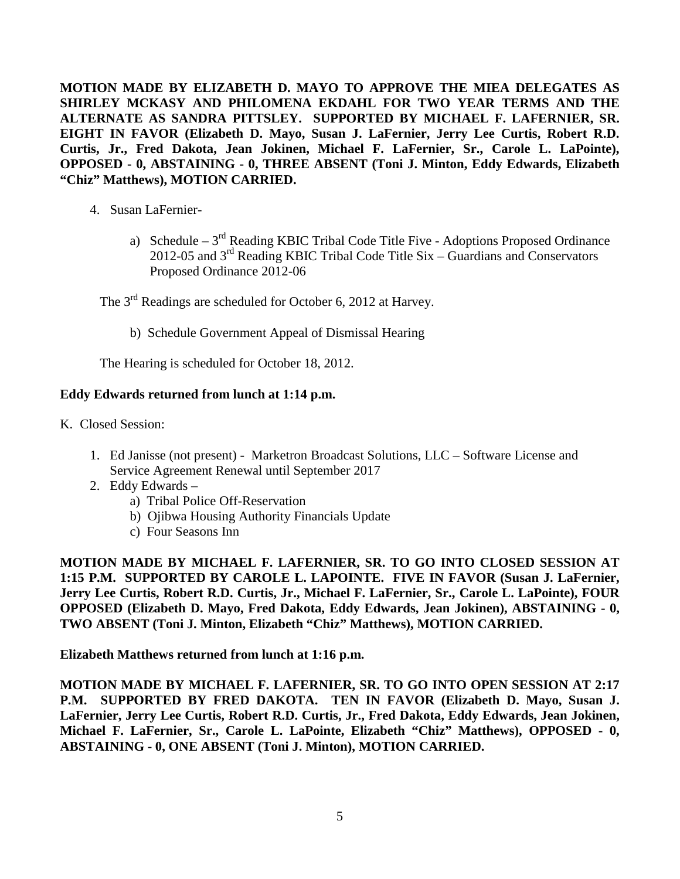**MOTION MADE BY ELIZABETH D. MAYO TO APPROVE THE MIEA DELEGATES AS SHIRLEY MCKASY AND PHILOMENA EKDAHL FOR TWO YEAR TERMS AND THE ALTERNATE AS SANDRA PITTSLEY. SUPPORTED BY MICHAEL F. LAFERNIER, SR. EIGHT IN FAVOR (Elizabeth D. Mayo, Susan J. LaFernier, Jerry Lee Curtis, Robert R.D. Curtis, Jr., Fred Dakota, Jean Jokinen, Michael F. LaFernier, Sr., Carole L. LaPointe), OPPOSED - 0, ABSTAINING - 0, THREE ABSENT (Toni J. Minton, Eddy Edwards, Elizabeth "Chiz" Matthews), MOTION CARRIED.**

4. Susan LaFernier-

   a) Schedule – 3rd Reading KBIC Tribal Code Title Five - Adoptions Proposed Ordinance 2012-05 and 3rd Reading KBIC Tribal Code Title Six – Guardians and Conservators Proposed Ordinance 2012-06

The 3rd Readings are scheduled for October 6, 2012 at Harvey.

   b) Schedule Government Appeal of Dismissal Hearing

The Hearing is scheduled for October 18, 2012.

**Eddy Edwards returned from lunch at 1:14 p.m.**

K. Closed Session:

1. Ed Janisse (not present) - Marketron Broadcast Solutions, LLC – Software License and Service Agreement Renewal until September 2017
2. Eddy Edwards –
   a) Tribal Police Off-Reservation
   b) Ojibwa Housing Authority Financials Update
   c) Four Seasons Inn

**MOTION MADE BY MICHAEL F. LAFERNIER, SR. TO GO INTO CLOSED SESSION AT 1:15 P.M. SUPPORTED BY CAROLE L. LAPOINTE. FIVE IN FAVOR (Susan J. LaFernier, Jerry Lee Curtis, Robert R.D. Curtis, Jr., Michael F. LaFernier, Sr., Carole L. LaPointe), FOUR OPPOSED (Elizabeth D. Mayo, Fred Dakota, Eddy Edwards, Jean Jokinen), ABSTAINING - 0, TWO ABSENT (Toni J. Minton, Elizabeth "Chiz" Matthews), MOTION CARRIED.**

**Elizabeth Matthews returned from lunch at 1:16 p.m.**

**MOTION MADE BY MICHAEL F. LAFERNIER, SR. TO GO INTO OPEN SESSION AT 2:17 P.M. SUPPORTED BY FRED DAKOTA. TEN IN FAVOR (Elizabeth D. Mayo, Susan J. LaFernier, Jerry Lee Curtis, Robert R.D. Curtis, Jr., Fred Dakota, Eddy Edwards, Jean Jokinen, Michael F. LaFernier, Sr., Carole L. LaPointe, Elizabeth "Chiz" Matthews), OPPOSED - 0, ABSTAINING - 0, ONE ABSENT (Toni J. Minton), MOTION CARRIED.**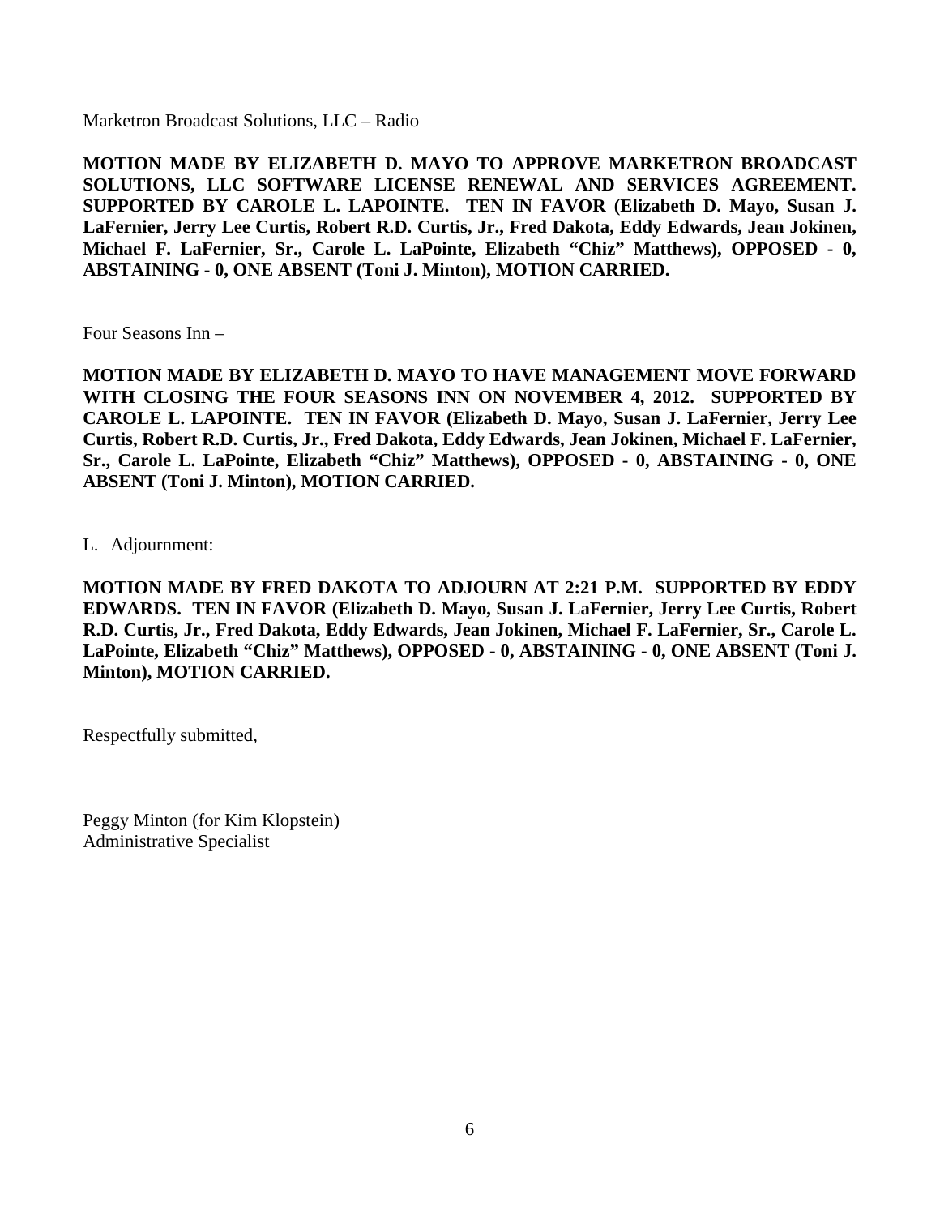Marketron Broadcast Solutions, LLC – Radio

**MOTION MADE BY ELIZABETH D. MAYO TO APPROVE MARKETRON BROADCAST SOLUTIONS, LLC SOFTWARE LICENSE RENEWAL AND SERVICES AGREEMENT. SUPPORTED BY CAROLE L. LAPOINTE. TEN IN FAVOR (Elizabeth D. Mayo, Susan J. LaFernier, Jerry Lee Curtis, Robert R.D. Curtis, Jr., Fred Dakota, Eddy Edwards, Jean Jokinen, Michael F. LaFernier, Sr., Carole L. LaPointe, Elizabeth "Chiz" Matthews), OPPOSED - 0, ABSTAINING - 0, ONE ABSENT (Toni J. Minton), MOTION CARRIED.**

Four Seasons Inn –

**MOTION MADE BY ELIZABETH D. MAYO TO HAVE MANAGEMENT MOVE FORWARD WITH CLOSING THE FOUR SEASONS INN ON NOVEMBER 4, 2012. SUPPORTED BY CAROLE L. LAPOINTE. TEN IN FAVOR (Elizabeth D. Mayo, Susan J. LaFernier, Jerry Lee Curtis, Robert R.D. Curtis, Jr., Fred Dakota, Eddy Edwards, Jean Jokinen, Michael F. LaFernier, Sr., Carole L. LaPointe, Elizabeth "Chiz" Matthews), OPPOSED - 0, ABSTAINING - 0, ONE ABSENT (Toni J. Minton), MOTION CARRIED.**

L. Adjournment:

**MOTION MADE BY FRED DAKOTA TO ADJOURN AT 2:21 P.M. SUPPORTED BY EDDY EDWARDS. TEN IN FAVOR (Elizabeth D. Mayo, Susan J. LaFernier, Jerry Lee Curtis, Robert R.D. Curtis, Jr., Fred Dakota, Eddy Edwards, Jean Jokinen, Michael F. LaFernier, Sr., Carole L. LaPointe, Elizabeth "Chiz" Matthews), OPPOSED - 0, ABSTAINING - 0, ONE ABSENT (Toni J. Minton), MOTION CARRIED.**

Respectfully submitted,

Peggy Minton (for Kim Klopstein)
Administrative Specialist